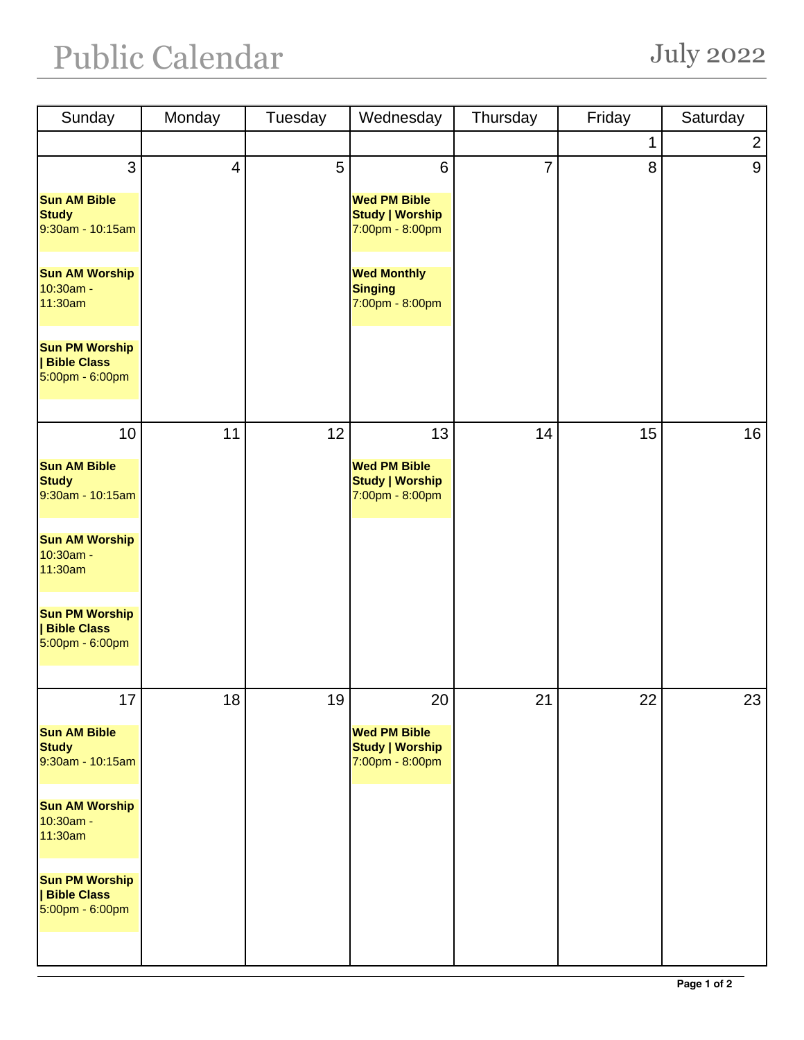# Public Calendar

## July 2022

| Sunday | Monday | Tuesday | Wednesday | Thursday | Friday | Saturday |
|---|---|---|---|---|---|---|
| | | | | | 1 | 2 |
| 3<br>**Sun AM Bible Study**<br>9:30am - 10:15am<br>**Sun AM Worship**<br>10:30am - 11:30am<br>**Sun PM Worship \| Bible Class**<br>5:00pm - 6:00pm | 4 | 5 | 6<br>**Wed PM Bible Study \| Worship**<br>7:00pm - 8:00pm<br>**Wed Monthly Singing**<br>7:00pm - 8:00pm | 7 | 8 | 9 |
| 10<br>**Sun AM Bible Study**<br>9:30am - 10:15am<br>**Sun AM Worship**<br>10:30am - 11:30am<br>**Sun PM Worship \| Bible Class**<br>5:00pm - 6:00pm | 11 | 12 | 13<br>**Wed PM Bible Study \| Worship**<br>7:00pm - 8:00pm | 14 | 15 | 16 |
| 17<br>**Sun AM Bible Study**<br>9:30am - 10:15am<br>**Sun AM Worship**<br>10:30am - 11:30am<br>**Sun PM Worship \| Bible Class**<br>5:00pm - 6:00pm | 18 | 19 | 20<br>**Wed PM Bible Study \| Worship**<br>7:00pm - 8:00pm | 21 | 22 | 23 |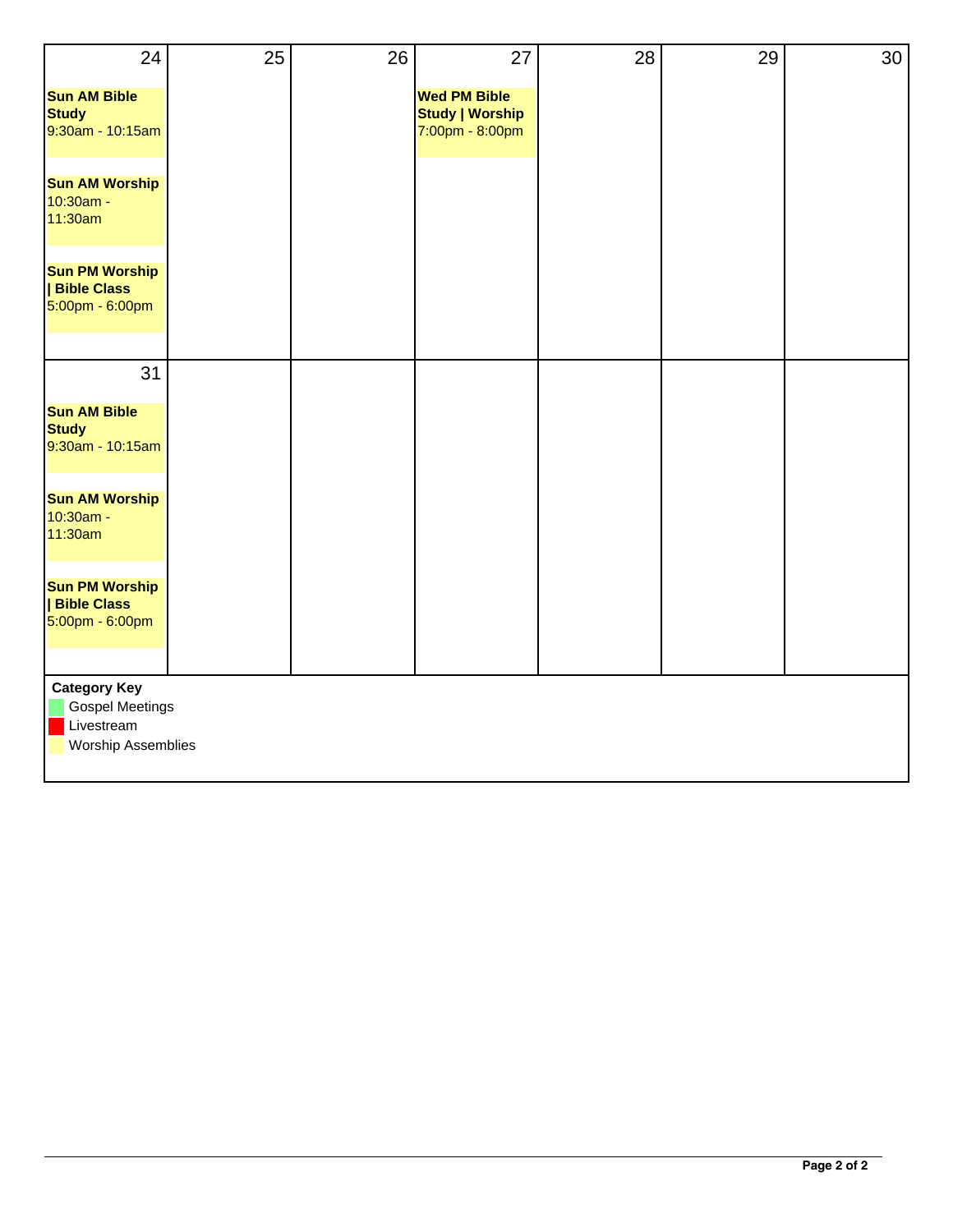| | | | | | | |
|---|---|---|---|---|---|---|
| 24<br>**Sun AM Bible Study**<br>9:30am - 10:15am<br><br>**Sun AM Worship**<br>10:30am - 11:30am<br><br>**Sun PM Worship \| Bible Class**<br>5:00pm - 6:00pm | 25 | 26 | 27<br>**Wed PM Bible Study \| Worship**<br>7:00pm - 8:00pm | 28 | 29 | 30 |
| 31<br>**Sun AM Bible Study**<br>9:30am - 10:15am<br><br>**Sun AM Worship**<br>10:30am - 11:30am<br><br>**Sun PM Worship \| Bible Class**<br>5:00pm - 6:00pm | | | | | | |

**Category Key**

- Gospel Meetings
- Livestream
- Worship Assemblies